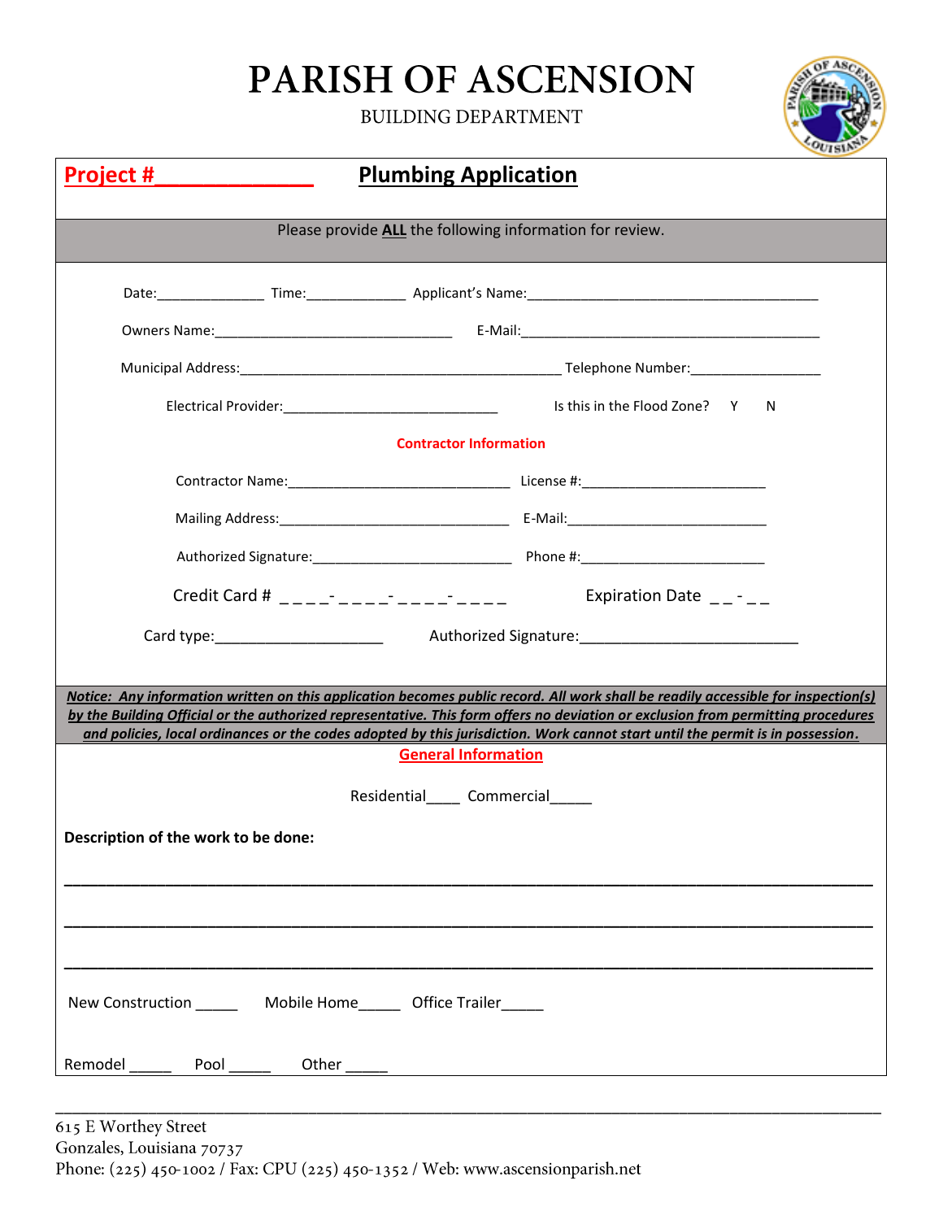# PARISH OF ASCENSION

BUILDING DEPARTMENT

**Project #______________**

## Plumbing Application

Please provide **ALL** the following information for review.

Date:______________ Time:_____________ Applicant's Name:_____________________________________

Owners Name:________________________________ E-Mail:_________________________________________

Municipal Address:__________________________________________ Telephone Number:_________________

Electrical Provider:_____________________________ Is this in the Flood Zone? Y N

**Contractor Information**

Contractor Name:_____________________________ License #:________________________

Mailing Address:_____________________________ E-Mail:___________________________

Authorized Signature:_________________________ Phone #:________________________

Credit Card # _ _ _ _-_ _ _ _-_ _ _ _-_ _ _ _ Expiration Date _ _-_ _

Card type:____________________ Authorized Signature:__________________________

***Notice: Any information written on this application becomes public record. All work shall be readily accessible for inspection(s) by the Building Official or the authorized representative. This form offers no deviation or exclusion from permitting procedures and policies, local ordinances or the codes adopted by this jurisdiction. Work cannot start until the permit is in possession.***

**General Information**

Residential____ Commercial_____

**Description of the work to be done:**

_______________________________________________________________________________

_______________________________________________________________________________

_______________________________________________________________________________

New Construction _____ Mobile Home_____ Office Trailer_____

Remodel _____ Pool _____ Other _____

615 E Worthey Street
Gonzales, Louisiana 70737
Phone: (225) 450-1002 / Fax: CPU (225) 450-1352 / Web: www.ascensionparish.net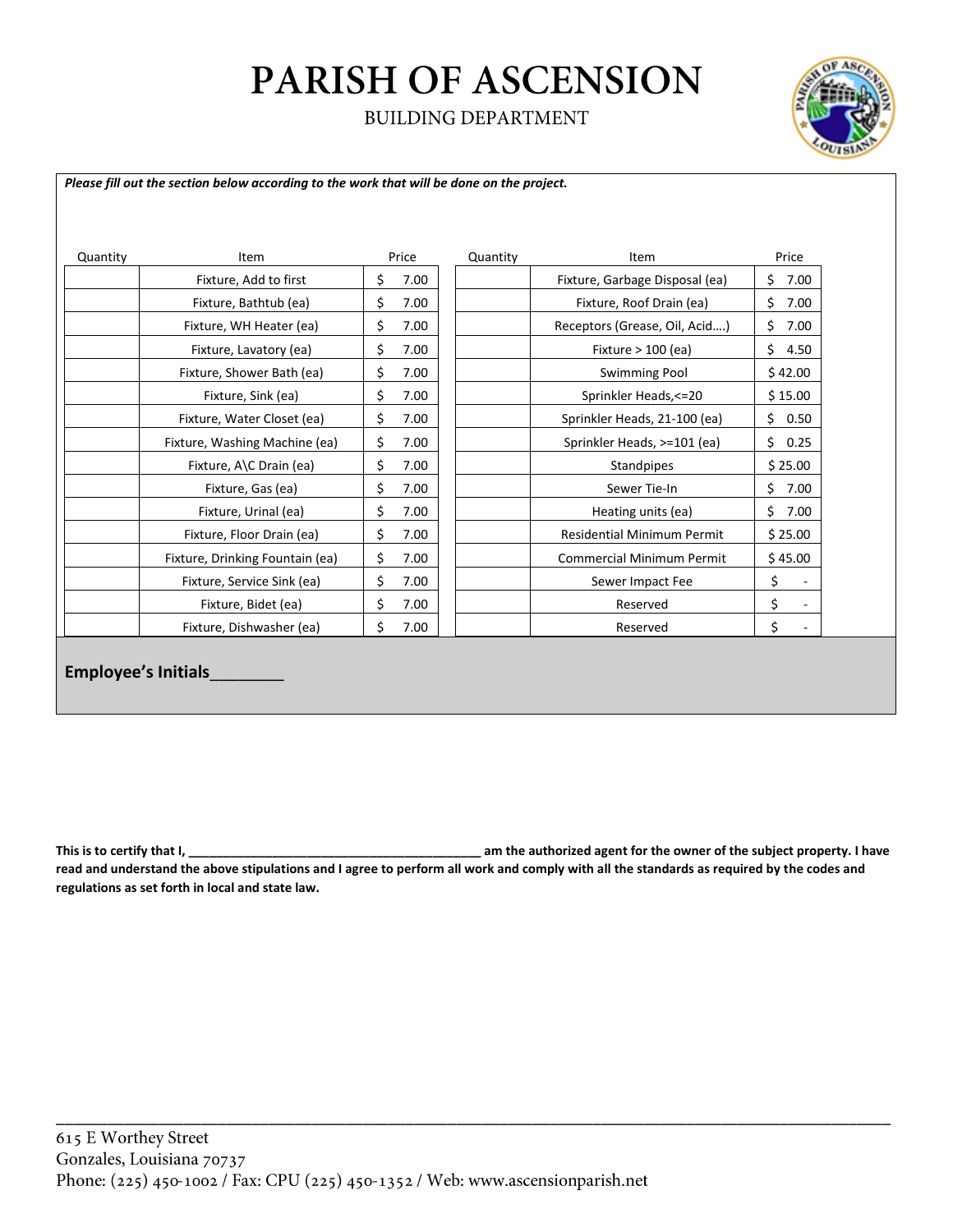# PARISH OF ASCENSION

BUILDING DEPARTMENT

***Please fill out the section below according to the work that will be done on the project.***

| Quantity | Item | Price | Quantity | Item | Price |
|---|---|---|---|---|---|
| | Fixture, Add to first | $ 7.00 | | Fixture, Garbage Disposal (ea) | $ 7.00 |
| | Fixture, Bathtub (ea) | $ 7.00 | | Fixture, Roof Drain (ea) | $ 7.00 |
| | Fixture, WH Heater (ea) | $ 7.00 | | Receptors (Grease, Oil, Acid….) | $ 7.00 |
| | Fixture, Lavatory (ea) | $ 7.00 | | Fixture > 100 (ea) | $ 4.50 |
| | Fixture, Shower Bath (ea) | $ 7.00 | | Swimming Pool | $ 42.00 |
| | Fixture, Sink (ea) | $ 7.00 | | Sprinkler Heads,<=20 | $ 15.00 |
| | Fixture, Water Closet (ea) | $ 7.00 | | Sprinkler Heads, 21-100 (ea) | $ 0.50 |
| | Fixture, Washing Machine (ea) | $ 7.00 | | Sprinkler Heads, >=101 (ea) | $ 0.25 |
| | Fixture, A\C Drain (ea) | $ 7.00 | | Standpipes | $ 25.00 |
| | Fixture, Gas (ea) | $ 7.00 | | Sewer Tie-In | $ 7.00 |
| | Fixture, Urinal (ea) | $ 7.00 | | Heating units (ea) | $ 7.00 |
| | Fixture, Floor Drain (ea) | $ 7.00 | | Residential Minimum Permit | $ 25.00 |
| | Fixture, Drinking Fountain (ea) | $ 7.00 | | Commercial Minimum Permit | $ 45.00 |
| | Fixture, Service Sink (ea) | $ 7.00 | | Sewer Impact Fee | $ - |
| | Fixture, Bidet (ea) | $ 7.00 | | Reserved | $ - |
| | Fixture, Dishwasher (ea) | $ 7.00 | | Reserved | $ - |

**Employee's Initials________**

**This is to certify that I, __________________________________________ am the authorized agent for the owner of the subject property. I have read and understand the above stipulations and I agree to perform all work and comply with all the standards as required by the codes and regulations as set forth in local and state law.**

615 E Worthey Street
Gonzales, Louisiana 70737
Phone: (225) 450-1002 / Fax: CPU (225) 450-1352 / Web: www.ascensionparish.net